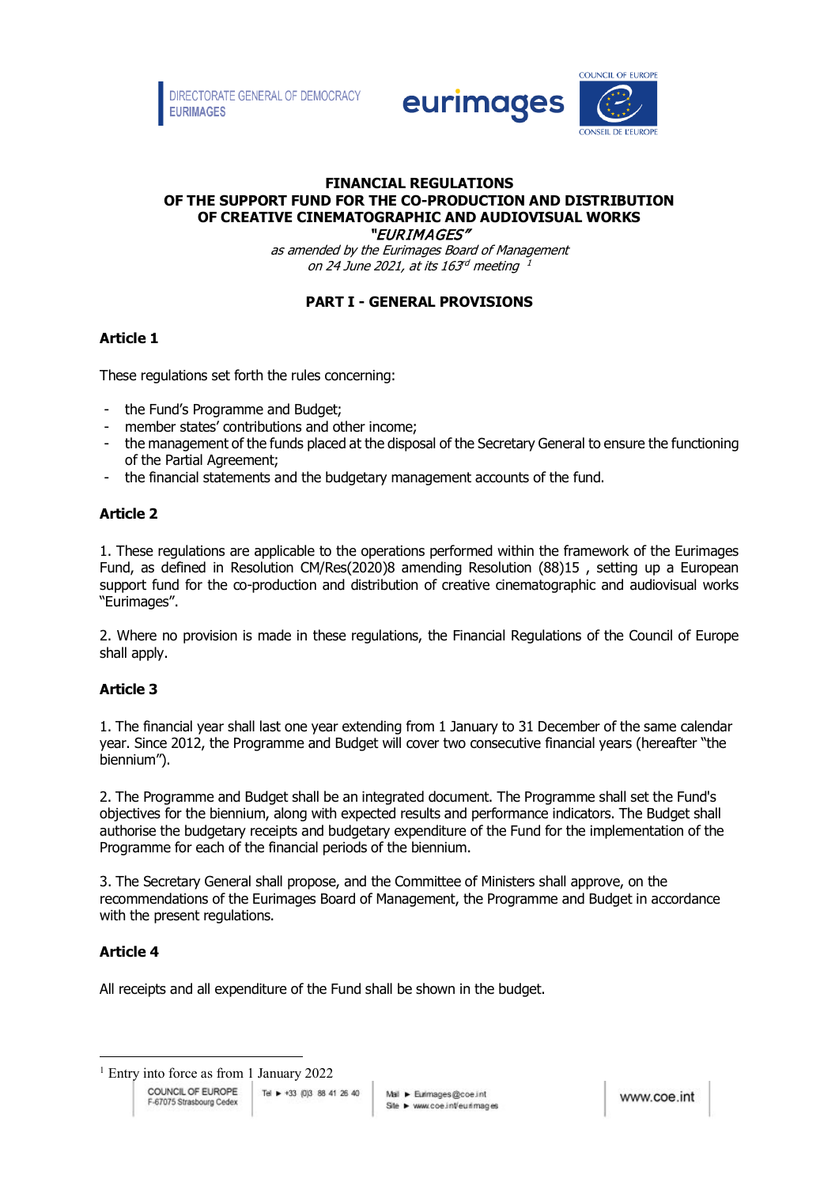# FINANCIAL REGULATIONS OF THE SUPPORT FUND FOR THE CO-PRODUCTION AND DISTRIBUTION OF CREATIVE CINEMATOGRAPHIC AND AUDIOVISUAL WORKS "*EURIMAGES*"

*as amended by the Eurimages Board of Management on 24 June 2021, at its 163rd meeting* [1]

## PART I - GENERAL PROVISIONS

### Article 1

These regulations set forth the rules concerning:

- the Fund's Programme and Budget;
- member states' contributions and other income;
- the management of the funds placed at the disposal of the Secretary General to ensure the functioning of the Partial Agreement;
- the financial statements and the budgetary management accounts of the fund.

### Article 2

1. These regulations are applicable to the operations performed within the framework of the Eurimages Fund, as defined in Resolution CM/Res(2020)8 amending Resolution (88)15 , setting up a European support fund for the co-production and distribution of creative cinematographic and audiovisual works "Eurimages".

2. Where no provision is made in these regulations, the Financial Regulations of the Council of Europe shall apply.

### Article 3

1. The financial year shall last one year extending from 1 January to 31 December of the same calendar year. Since 2012, the Programme and Budget will cover two consecutive financial years (hereafter "the biennium").

2. The Programme and Budget shall be an integrated document. The Programme shall set the Fund's objectives for the biennium, along with expected results and performance indicators. The Budget shall authorise the budgetary receipts and budgetary expenditure of the Fund for the implementation of the Programme for each of the financial periods of the biennium.

3. The Secretary General shall propose, and the Committee of Ministers shall approve, on the recommendations of the Eurimages Board of Management, the Programme and Budget in accordance with the present regulations.

### Article 4

All receipts and all expenditure of the Fund shall be shown in the budget.

---

[1] Entry into force as from 1 January 2022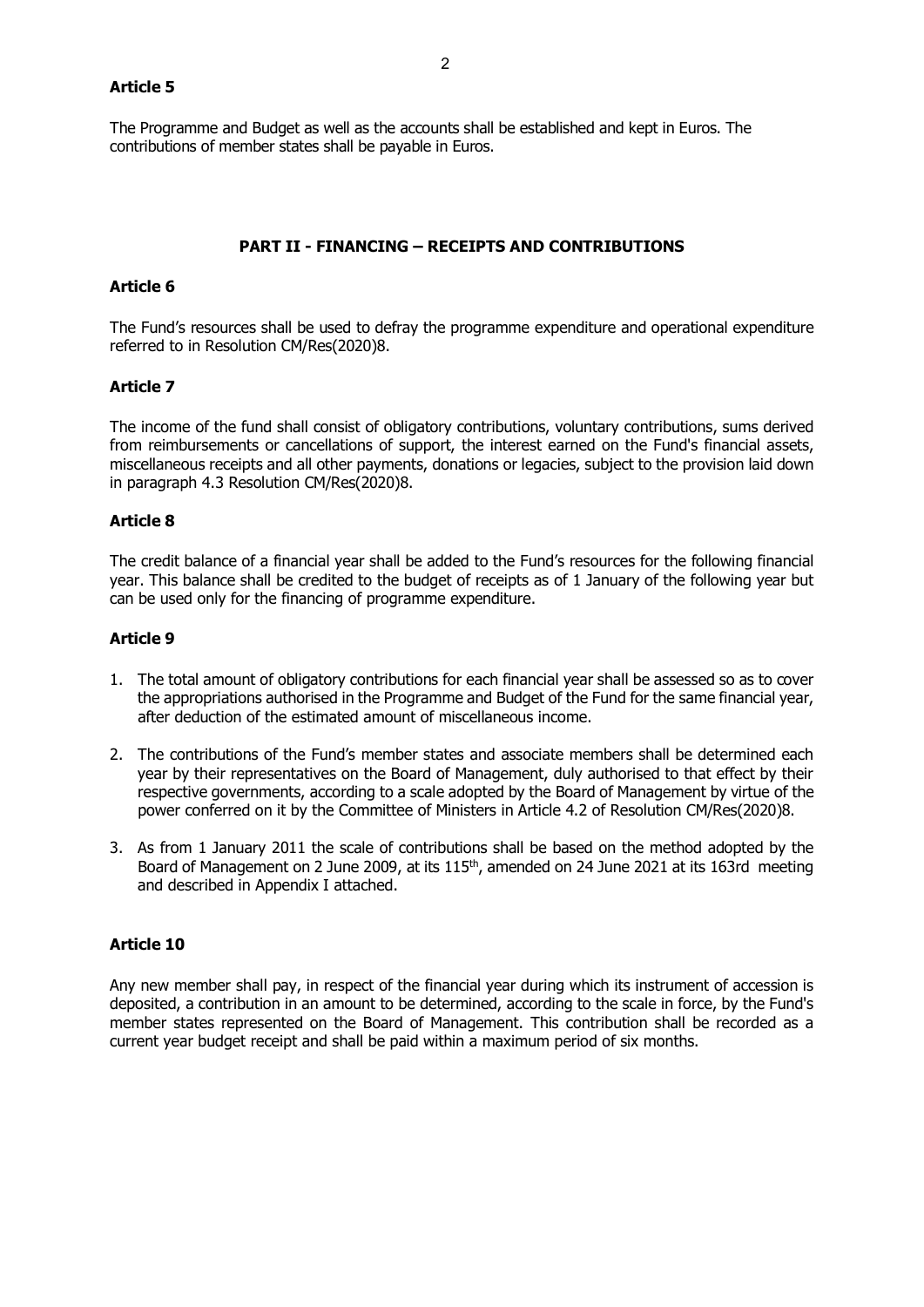### Article 5

The Programme and Budget as well as the accounts shall be established and kept in Euros. The contributions of member states shall be payable in Euros.

## PART II - FINANCING – RECEIPTS AND CONTRIBUTIONS

### Article 6

The Fund's resources shall be used to defray the programme expenditure and operational expenditure referred to in Resolution CM/Res(2020)8.

### Article 7

The income of the fund shall consist of obligatory contributions, voluntary contributions, sums derived from reimbursements or cancellations of support, the interest earned on the Fund's financial assets, miscellaneous receipts and all other payments, donations or legacies, subject to the provision laid down in paragraph 4.3 Resolution CM/Res(2020)8.

### Article 8

The credit balance of a financial year shall be added to the Fund's resources for the following financial year. This balance shall be credited to the budget of receipts as of 1 January of the following year but can be used only for the financing of programme expenditure.

### Article 9

1. The total amount of obligatory contributions for each financial year shall be assessed so as to cover the appropriations authorised in the Programme and Budget of the Fund for the same financial year, after deduction of the estimated amount of miscellaneous income.
2. The contributions of the Fund's member states and associate members shall be determined each year by their representatives on the Board of Management, duly authorised to that effect by their respective governments, according to a scale adopted by the Board of Management by virtue of the power conferred on it by the Committee of Ministers in Article 4.2 of Resolution CM/Res(2020)8.
3. As from 1 January 2011 the scale of contributions shall be based on the method adopted by the Board of Management on 2 June 2009, at its 115th, amended on 24 June 2021 at its 163rd meeting and described in Appendix I attached.

### Article 10

Any new member shall pay, in respect of the financial year during which its instrument of accession is deposited, a contribution in an amount to be determined, according to the scale in force, by the Fund's member states represented on the Board of Management. This contribution shall be recorded as a current year budget receipt and shall be paid within a maximum period of six months.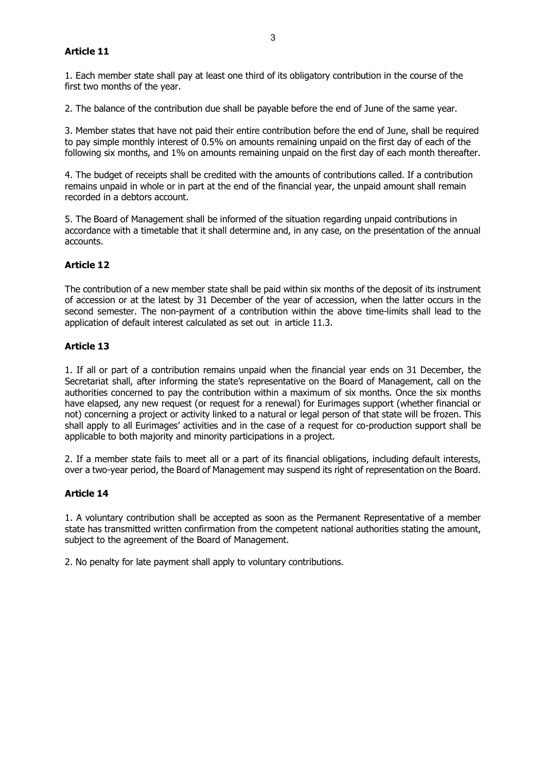**Article 11**

1. Each member state shall pay at least one third of its obligatory contribution in the course of the first two months of the year.

2. The balance of the contribution due shall be payable before the end of June of the same year.

3. Member states that have not paid their entire contribution before the end of June, shall be required to pay simple monthly interest of 0.5% on amounts remaining unpaid on the first day of each of the following six months, and 1% on amounts remaining unpaid on the first day of each month thereafter.

4. The budget of receipts shall be credited with the amounts of contributions called. If a contribution remains unpaid in whole or in part at the end of the financial year, the unpaid amount shall remain recorded in a debtors account.

5. The Board of Management shall be informed of the situation regarding unpaid contributions in accordance with a timetable that it shall determine and, in any case, on the presentation of the annual accounts.

**Article 12**

The contribution of a new member state shall be paid within six months of the deposit of its instrument of accession or at the latest by 31 December of the year of accession, when the latter occurs in the second semester. The non-payment of a contribution within the above time-limits shall lead to the application of default interest calculated as set out in article 11.3.

**Article 13**

1. If all or part of a contribution remains unpaid when the financial year ends on 31 December, the Secretariat shall, after informing the state's representative on the Board of Management, call on the authorities concerned to pay the contribution within a maximum of six months. Once the six months have elapsed, any new request (or request for a renewal) for Eurimages support (whether financial or not) concerning a project or activity linked to a natural or legal person of that state will be frozen. This shall apply to all Eurimages' activities and in the case of a request for co-production support shall be applicable to both majority and minority participations in a project.

2. If a member state fails to meet all or a part of its financial obligations, including default interests, over a two-year period, the Board of Management may suspend its right of representation on the Board.

**Article 14**

1. A voluntary contribution shall be accepted as soon as the Permanent Representative of a member state has transmitted written confirmation from the competent national authorities stating the amount, subject to the agreement of the Board of Management.

2. No penalty for late payment shall apply to voluntary contributions.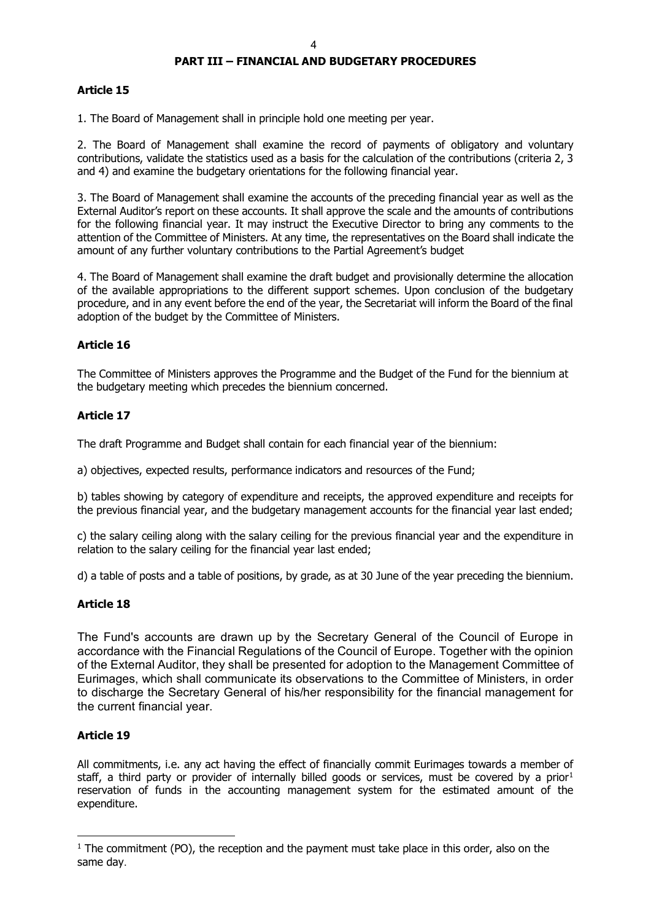## PART III – FINANCIAL AND BUDGETARY PROCEDURES

### Article 15

1. The Board of Management shall in principle hold one meeting per year.

2. The Board of Management shall examine the record of payments of obligatory and voluntary contributions, validate the statistics used as a basis for the calculation of the contributions (criteria 2, 3 and 4) and examine the budgetary orientations for the following financial year.

3. The Board of Management shall examine the accounts of the preceding financial year as well as the External Auditor's report on these accounts. It shall approve the scale and the amounts of contributions for the following financial year. It may instruct the Executive Director to bring any comments to the attention of the Committee of Ministers. At any time, the representatives on the Board shall indicate the amount of any further voluntary contributions to the Partial Agreement's budget

4. The Board of Management shall examine the draft budget and provisionally determine the allocation of the available appropriations to the different support schemes. Upon conclusion of the budgetary procedure, and in any event before the end of the year, the Secretariat will inform the Board of the final adoption of the budget by the Committee of Ministers.

### Article 16

The Committee of Ministers approves the Programme and the Budget of the Fund for the biennium at the budgetary meeting which precedes the biennium concerned.

### Article 17

The draft Programme and Budget shall contain for each financial year of the biennium:

a) objectives, expected results, performance indicators and resources of the Fund;

b) tables showing by category of expenditure and receipts, the approved expenditure and receipts for the previous financial year, and the budgetary management accounts for the financial year last ended;

c) the salary ceiling along with the salary ceiling for the previous financial year and the expenditure in relation to the salary ceiling for the financial year last ended;

d) a table of posts and a table of positions, by grade, as at 30 June of the year preceding the biennium.

### Article 18

The Fund's accounts are drawn up by the Secretary General of the Council of Europe in accordance with the Financial Regulations of the Council of Europe. Together with the opinion of the External Auditor, they shall be presented for adoption to the Management Committee of Eurimages, which shall communicate its observations to the Committee of Ministers, in order to discharge the Secretary General of his/her responsibility for the financial management for the current financial year.

### Article 19

All commitments, i.e. any act having the effect of financially commit Eurimages towards a member of staff, a third party or provider of internally billed goods or services, must be covered by a prior[1] reservation of funds in the accounting management system for the estimated amount of the expenditure.

---

[1] The commitment (PO), the reception and the payment must take place in this order, also on the same day.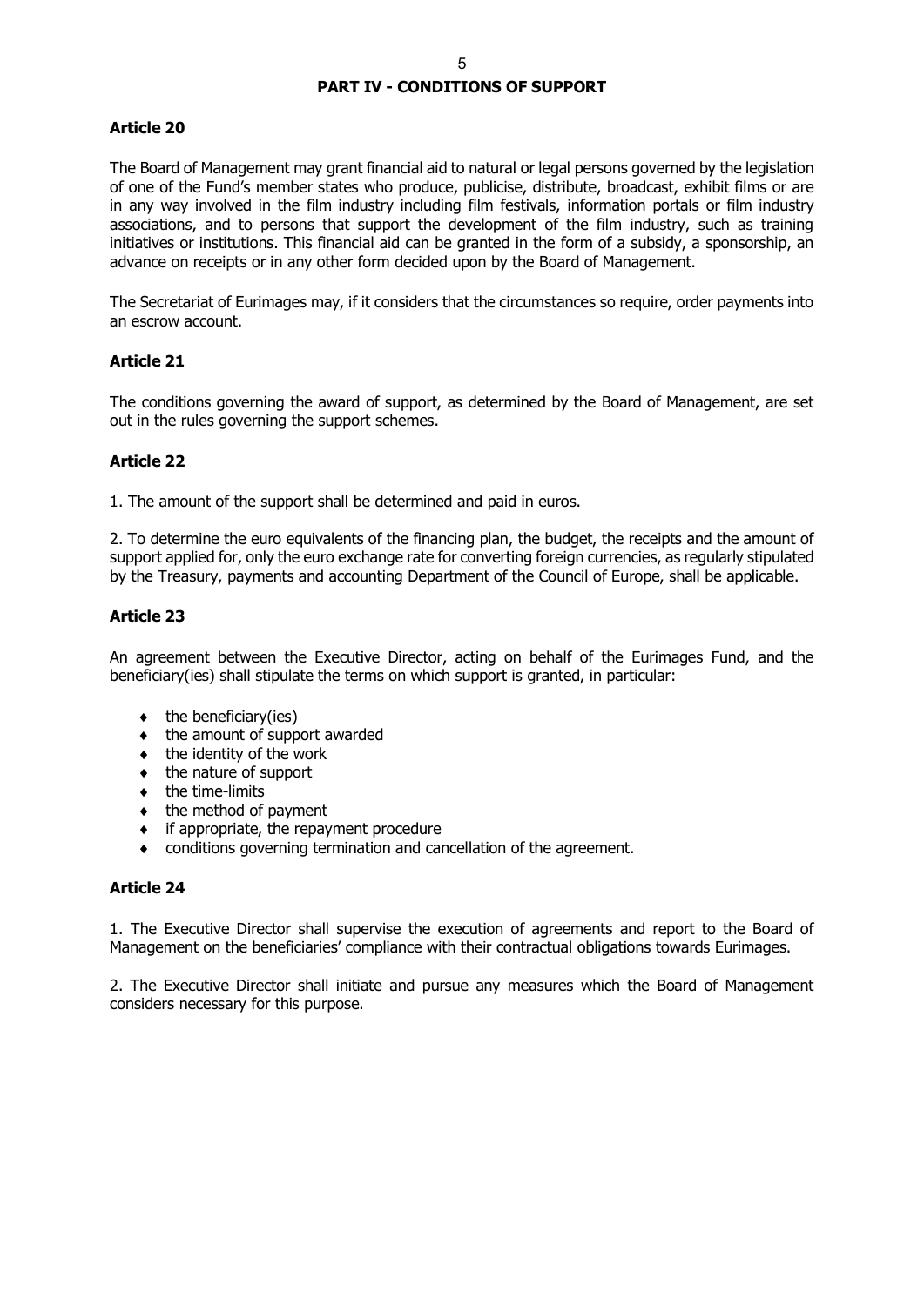## PART IV - CONDITIONS OF SUPPORT

### Article 20

The Board of Management may grant financial aid to natural or legal persons governed by the legislation of one of the Fund's member states who produce, publicise, distribute, broadcast, exhibit films or are in any way involved in the film industry including film festivals, information portals or film industry associations, and to persons that support the development of the film industry, such as training initiatives or institutions. This financial aid can be granted in the form of a subsidy, a sponsorship, an advance on receipts or in any other form decided upon by the Board of Management.

The Secretariat of Eurimages may, if it considers that the circumstances so require, order payments into an escrow account.

### Article 21

The conditions governing the award of support, as determined by the Board of Management, are set out in the rules governing the support schemes.

### Article 22

1. The amount of the support shall be determined and paid in euros.

2. To determine the euro equivalents of the financing plan, the budget, the receipts and the amount of support applied for, only the euro exchange rate for converting foreign currencies, as regularly stipulated by the Treasury, payments and accounting Department of the Council of Europe, shall be applicable.

### Article 23

An agreement between the Executive Director, acting on behalf of the Eurimages Fund, and the beneficiary(ies) shall stipulate the terms on which support is granted, in particular:

- the beneficiary(ies)
- the amount of support awarded
- the identity of the work
- the nature of support
- the time-limits
- the method of payment
- if appropriate, the repayment procedure
- conditions governing termination and cancellation of the agreement.

### Article 24

1. The Executive Director shall supervise the execution of agreements and report to the Board of Management on the beneficiaries' compliance with their contractual obligations towards Eurimages.

2. The Executive Director shall initiate and pursue any measures which the Board of Management considers necessary for this purpose.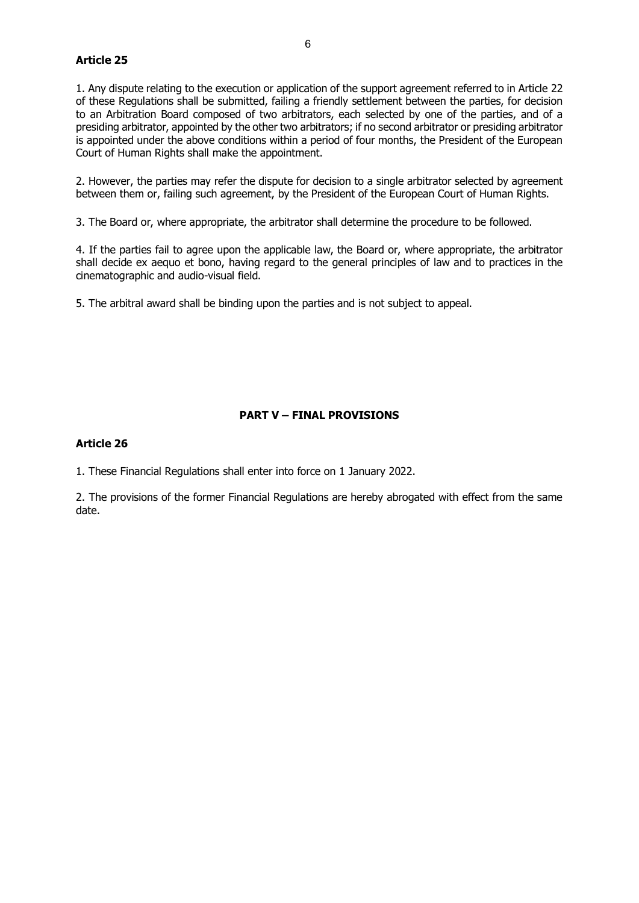### Article 25

1. Any dispute relating to the execution or application of the support agreement referred to in Article 22 of these Regulations shall be submitted, failing a friendly settlement between the parties, for decision to an Arbitration Board composed of two arbitrators, each selected by one of the parties, and of a presiding arbitrator, appointed by the other two arbitrators; if no second arbitrator or presiding arbitrator is appointed under the above conditions within a period of four months, the President of the European Court of Human Rights shall make the appointment.

2. However, the parties may refer the dispute for decision to a single arbitrator selected by agreement between them or, failing such agreement, by the President of the European Court of Human Rights.

3. The Board or, where appropriate, the arbitrator shall determine the procedure to be followed.

4. If the parties fail to agree upon the applicable law, the Board or, where appropriate, the arbitrator shall decide ex aequo et bono, having regard to the general principles of law and to practices in the cinematographic and audio-visual field.

5. The arbitral award shall be binding upon the parties and is not subject to appeal.

## PART V – FINAL PROVISIONS

### Article 26

1. These Financial Regulations shall enter into force on 1 January 2022.

2. The provisions of the former Financial Regulations are hereby abrogated with effect from the same date.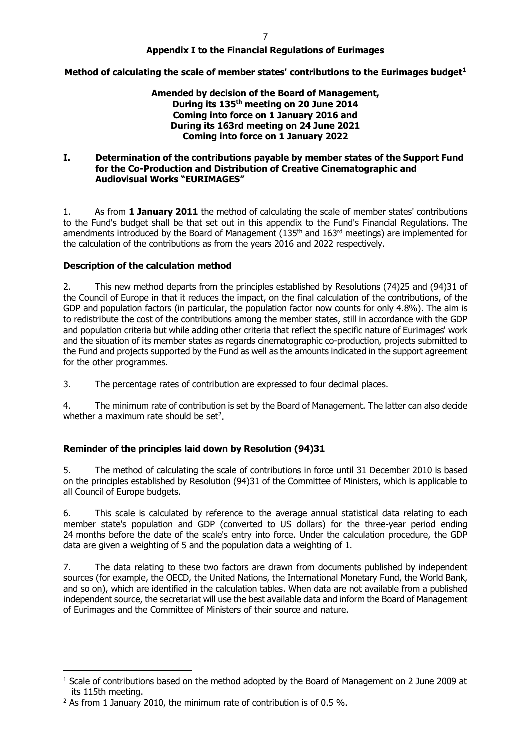## Appendix I to the Financial Regulations of Eurimages

**Method of calculating the scale of member states' contributions to the Eurimages budget[1]**

**Amended by decision of the Board of Management,**
**During its 135th meeting on 20 June 2014**
**Coming into force on 1 January 2016 and**
**During its 163rd meeting on 24 June 2021**
**Coming into force on 1 January 2022**

### I. Determination of the contributions payable by member states of the Support Fund for the Co-Production and Distribution of Creative Cinematographic and Audiovisual Works "EURIMAGES"

1. As from **1 January 2011** the method of calculating the scale of member states' contributions to the Fund's budget shall be that set out in this appendix to the Fund's Financial Regulations. The amendments introduced by the Board of Management (135th and 163rd meetings) are implemented for the calculation of the contributions as from the years 2016 and 2022 respectively.

**Description of the calculation method**

2. This new method departs from the principles established by Resolutions (74)25 and (94)31 of the Council of Europe in that it reduces the impact, on the final calculation of the contributions, of the GDP and population factors (in particular, the population factor now counts for only 4.8%). The aim is to redistribute the cost of the contributions among the member states, still in accordance with the GDP and population criteria but while adding other criteria that reflect the specific nature of Eurimages' work and the situation of its member states as regards cinematographic co-production, projects submitted to the Fund and projects supported by the Fund as well as the amounts indicated in the support agreement for the other programmes.

3. The percentage rates of contribution are expressed to four decimal places.

4. The minimum rate of contribution is set by the Board of Management. The latter can also decide whether a maximum rate should be set[2].

**Reminder of the principles laid down by Resolution (94)31**

5. The method of calculating the scale of contributions in force until 31 December 2010 is based on the principles established by Resolution (94)31 of the Committee of Ministers, which is applicable to all Council of Europe budgets.

6. This scale is calculated by reference to the average annual statistical data relating to each member state's population and GDP (converted to US dollars) for the three-year period ending 24 months before the date of the scale's entry into force. Under the calculation procedure, the GDP data are given a weighting of 5 and the population data a weighting of 1.

7. The data relating to these two factors are drawn from documents published by independent sources (for example, the OECD, the United Nations, the International Monetary Fund, the World Bank, and so on), which are identified in the calculation tables. When data are not available from a published independent source, the secretariat will use the best available data and inform the Board of Management of Eurimages and the Committee of Ministers of their source and nature.

---

[1] Scale of contributions based on the method adopted by the Board of Management on 2 June 2009 at its 115th meeting.

[2] As from 1 January 2010, the minimum rate of contribution is of 0.5 %.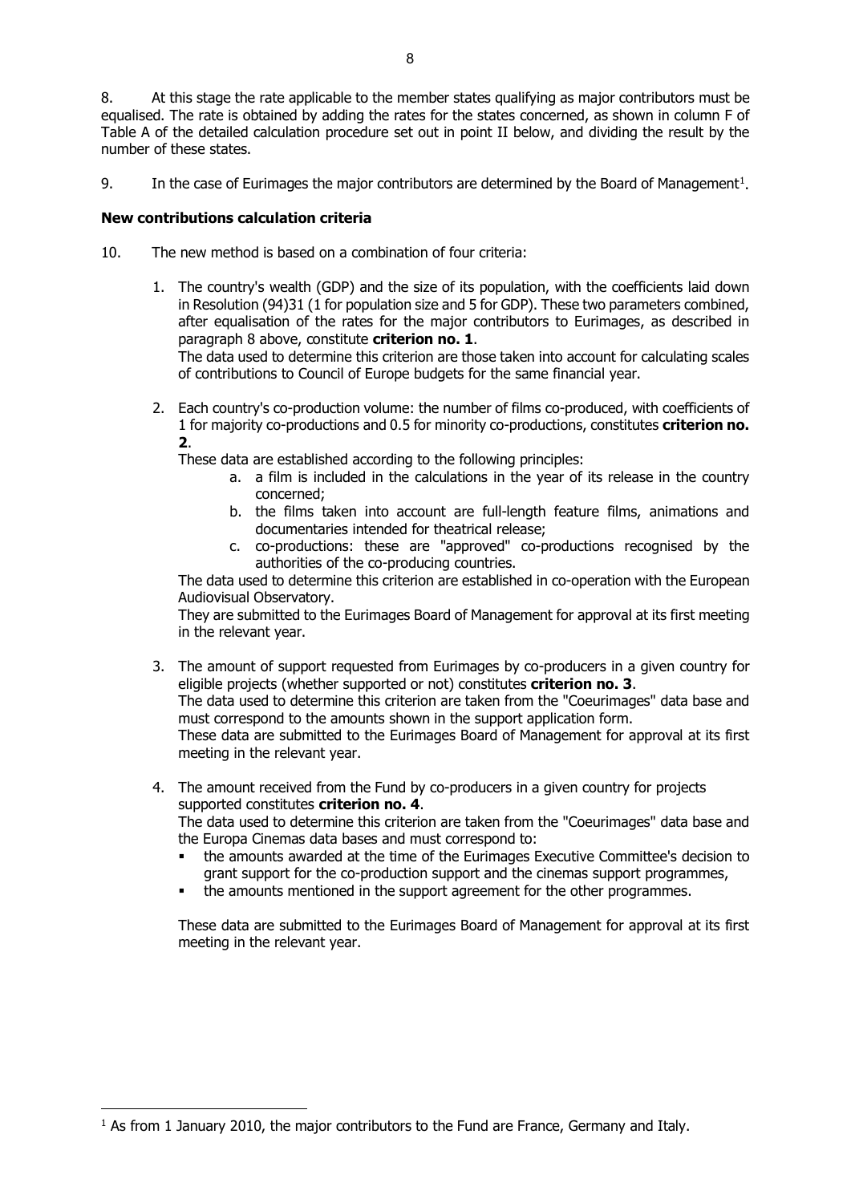8. At this stage the rate applicable to the member states qualifying as major contributors must be equalised. The rate is obtained by adding the rates for the states concerned, as shown in column F of Table A of the detailed calculation procedure set out in point II below, and dividing the result by the number of these states.

9. In the case of Eurimages the major contributors are determined by the Board of Management[1].

**New contributions calculation criteria**

10. The new method is based on a combination of four criteria:

1. The country's wealth (GDP) and the size of its population, with the coefficients laid down in Resolution (94)31 (1 for population size and 5 for GDP). These two parameters combined, after equalisation of the rates for the major contributors to Eurimages, as described in paragraph 8 above, constitute **criterion no. 1**.
   The data used to determine this criterion are those taken into account for calculating scales of contributions to Council of Europe budgets for the same financial year.

2. Each country's co-production volume: the number of films co-produced, with coefficients of 1 for majority co-productions and 0.5 for minority co-productions, constitutes **criterion no. 2**.
   These data are established according to the following principles:
   a. a film is included in the calculations in the year of its release in the country concerned;
   b. the films taken into account are full-length feature films, animations and documentaries intended for theatrical release;
   c. co-productions: these are "approved" co-productions recognised by the authorities of the co-producing countries.

   The data used to determine this criterion are established in co-operation with the European Audiovisual Observatory.
   They are submitted to the Eurimages Board of Management for approval at its first meeting in the relevant year.

3. The amount of support requested from Eurimages by co-producers in a given country for eligible projects (whether supported or not) constitutes **criterion no. 3**.
   The data used to determine this criterion are taken from the "Coeurimages" data base and must correspond to the amounts shown in the support application form.
   These data are submitted to the Eurimages Board of Management for approval at its first meeting in the relevant year.

4. The amount received from the Fund by co-producers in a given country for projects supported constitutes **criterion no. 4**.
   The data used to determine this criterion are taken from the "Coeurimages" data base and the Europa Cinemas data bases and must correspond to:
   - the amounts awarded at the time of the Eurimages Executive Committee's decision to grant support for the co-production support and the cinemas support programmes,
   - the amounts mentioned in the support agreement for the other programmes.

   These data are submitted to the Eurimages Board of Management for approval at its first meeting in the relevant year.

[1] As from 1 January 2010, the major contributors to the Fund are France, Germany and Italy.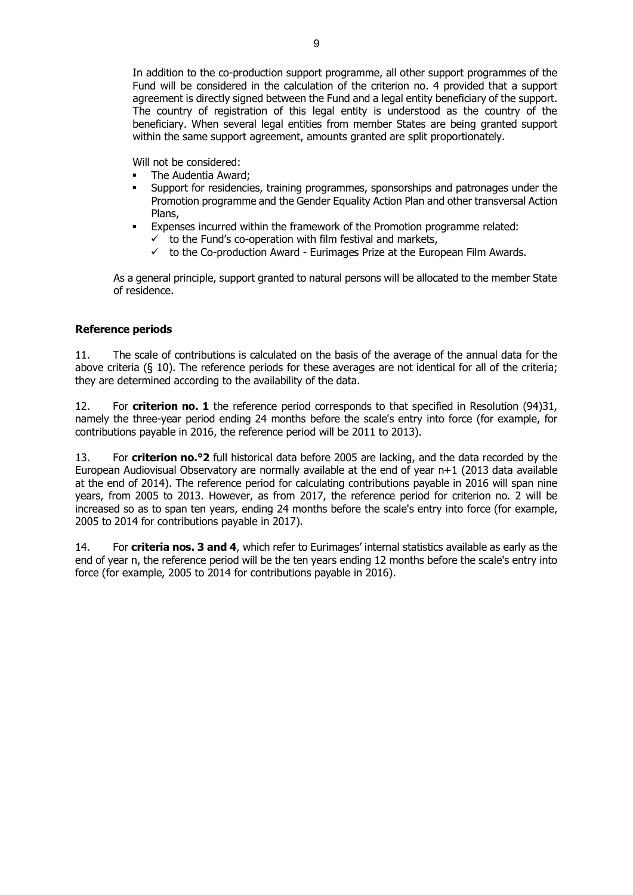In addition to the co-production support programme, all other support programmes of the Fund will be considered in the calculation of the criterion no. 4 provided that a support agreement is directly signed between the Fund and a legal entity beneficiary of the support. The country of registration of this legal entity is understood as the country of the beneficiary. When several legal entities from member States are being granted support within the same support agreement, amounts granted are split proportionately.

Will not be considered:

- The Audentia Award;
- Support for residencies, training programmes, sponsorships and patronages under the Promotion programme and the Gender Equality Action Plan and other transversal Action Plans,
- Expenses incurred within the framework of the Promotion programme related:
  - ✓ to the Fund's co-operation with film festival and markets,
  - ✓ to the Co-production Award - Eurimages Prize at the European Film Awards.

As a general principle, support granted to natural persons will be allocated to the member State of residence.

**Reference periods**

11. The scale of contributions is calculated on the basis of the average of the annual data for the above criteria (§ 10). The reference periods for these averages are not identical for all of the criteria; they are determined according to the availability of the data.

12. For **criterion no. 1** the reference period corresponds to that specified in Resolution (94)31, namely the three-year period ending 24 months before the scale's entry into force (for example, for contributions payable in 2016, the reference period will be 2011 to 2013).

13. For **criterion no.°2** full historical data before 2005 are lacking, and the data recorded by the European Audiovisual Observatory are normally available at the end of year n+1 (2013 data available at the end of 2014). The reference period for calculating contributions payable in 2016 will span nine years, from 2005 to 2013. However, as from 2017, the reference period for criterion no. 2 will be increased so as to span ten years, ending 24 months before the scale's entry into force (for example, 2005 to 2014 for contributions payable in 2017).

14. For **criteria nos. 3 and 4**, which refer to Eurimages' internal statistics available as early as the end of year n, the reference period will be the ten years ending 12 months before the scale's entry into force (for example, 2005 to 2014 for contributions payable in 2016).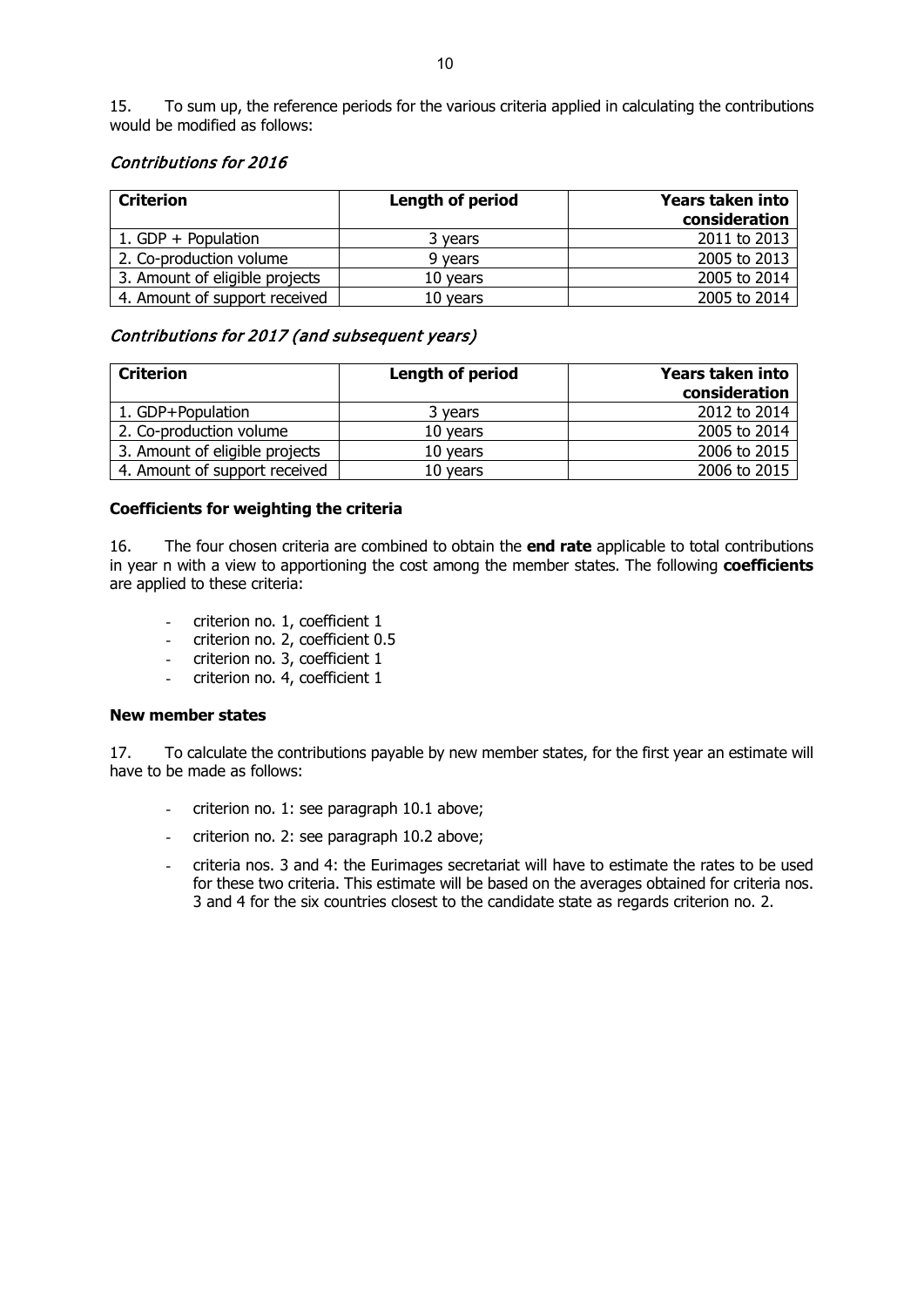15. To sum up, the reference periods for the various criteria applied in calculating the contributions would be modified as follows:

*Contributions for 2016*

| Criterion | Length of period | Years taken into consideration |
|---|---|---|
| 1. GDP + Population | 3 years | 2011 to 2013 |
| 2. Co-production volume | 9 years | 2005 to 2013 |
| 3. Amount of eligible projects | 10 years | 2005 to 2014 |
| 4. Amount of support received | 10 years | 2005 to 2014 |

*Contributions for 2017 (and subsequent years)*

| Criterion | Length of period | Years taken into consideration |
|---|---|---|
| 1. GDP+Population | 3 years | 2012 to 2014 |
| 2. Co-production volume | 10 years | 2005 to 2014 |
| 3. Amount of eligible projects | 10 years | 2006 to 2015 |
| 4. Amount of support received | 10 years | 2006 to 2015 |

**Coefficients for weighting the criteria**

16. The four chosen criteria are combined to obtain the **end rate** applicable to total contributions in year n with a view to apportioning the cost among the member states. The following **coefficients** are applied to these criteria:

- criterion no. 1, coefficient 1
- criterion no. 2, coefficient 0.5
- criterion no. 3, coefficient 1
- criterion no. 4, coefficient 1

**New member states**

17. To calculate the contributions payable by new member states, for the first year an estimate will have to be made as follows:

- criterion no. 1: see paragraph 10.1 above;
- criterion no. 2: see paragraph 10.2 above;
- criteria nos. 3 and 4: the Eurimages secretariat will have to estimate the rates to be used for these two criteria. This estimate will be based on the averages obtained for criteria nos. 3 and 4 for the six countries closest to the candidate state as regards criterion no. 2.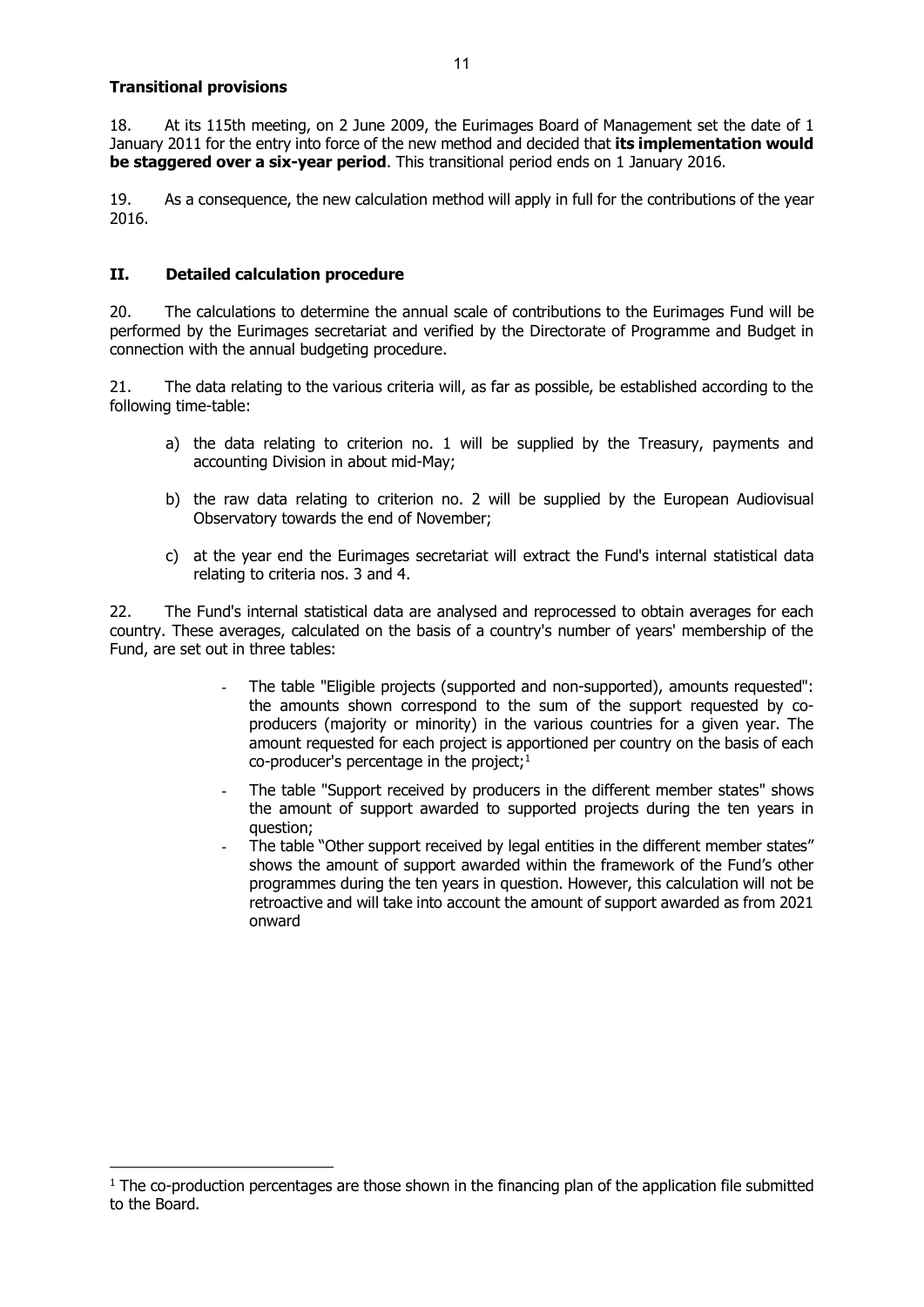**Transitional provisions**

18. At its 115th meeting, on 2 June 2009, the Eurimages Board of Management set the date of 1 January 2011 for the entry into force of the new method and decided that **its implementation would be staggered over a six-year period**. This transitional period ends on 1 January 2016.

19. As a consequence, the new calculation method will apply in full for the contributions of the year 2016.

## II. Detailed calculation procedure

20. The calculations to determine the annual scale of contributions to the Eurimages Fund will be performed by the Eurimages secretariat and verified by the Directorate of Programme and Budget in connection with the annual budgeting procedure.

21. The data relating to the various criteria will, as far as possible, be established according to the following time-table:

a) the data relating to criterion no. 1 will be supplied by the Treasury, payments and accounting Division in about mid-May;

b) the raw data relating to criterion no. 2 will be supplied by the European Audiovisual Observatory towards the end of November;

c) at the year end the Eurimages secretariat will extract the Fund's internal statistical data relating to criteria nos. 3 and 4.

22. The Fund's internal statistical data are analysed and reprocessed to obtain averages for each country. These averages, calculated on the basis of a country's number of years' membership of the Fund, are set out in three tables:

- The table "Eligible projects (supported and non-supported), amounts requested": the amounts shown correspond to the sum of the support requested by co-producers (majority or minority) in the various countries for a given year. The amount requested for each project is apportioned per country on the basis of each co-producer's percentage in the project;[1]
- The table "Support received by producers in the different member states" shows the amount of support awarded to supported projects during the ten years in question;
- The table "Other support received by legal entities in the different member states" shows the amount of support awarded within the framework of the Fund's other programmes during the ten years in question. However, this calculation will not be retroactive and will take into account the amount of support awarded as from 2021 onward

[1] The co-production percentages are those shown in the financing plan of the application file submitted to the Board.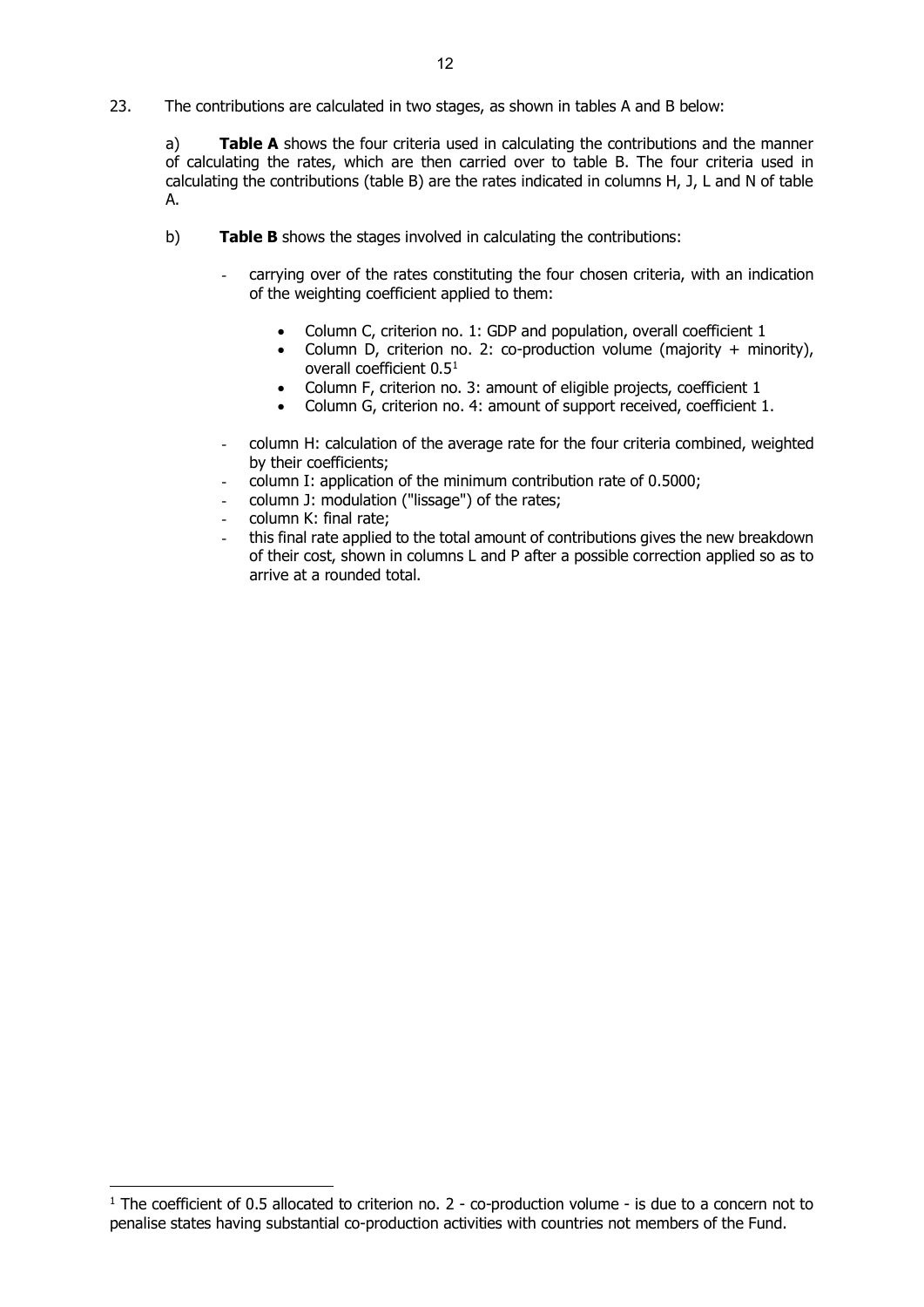23. The contributions are calculated in two stages, as shown in tables A and B below:

a) **Table A** shows the four criteria used in calculating the contributions and the manner of calculating the rates, which are then carried over to table B. The four criteria used in calculating the contributions (table B) are the rates indicated in columns H, J, L and N of table A.

b) **Table B** shows the stages involved in calculating the contributions:

- carrying over of the rates constituting the four chosen criteria, with an indication of the weighting coefficient applied to them:
  - Column C, criterion no. 1: GDP and population, overall coefficient 1
  - Column D, criterion no. 2: co-production volume (majority + minority), overall coefficient 0.5[1]
  - Column F, criterion no. 3: amount of eligible projects, coefficient 1
  - Column G, criterion no. 4: amount of support received, coefficient 1.
- column H: calculation of the average rate for the four criteria combined, weighted by their coefficients;
- column I: application of the minimum contribution rate of 0.5000;
- column J: modulation ("lissage") of the rates;
- column K: final rate;
- this final rate applied to the total amount of contributions gives the new breakdown of their cost, shown in columns L and P after a possible correction applied so as to arrive at a rounded total.

[1] The coefficient of 0.5 allocated to criterion no. 2 - co-production volume - is due to a concern not to penalise states having substantial co-production activities with countries not members of the Fund.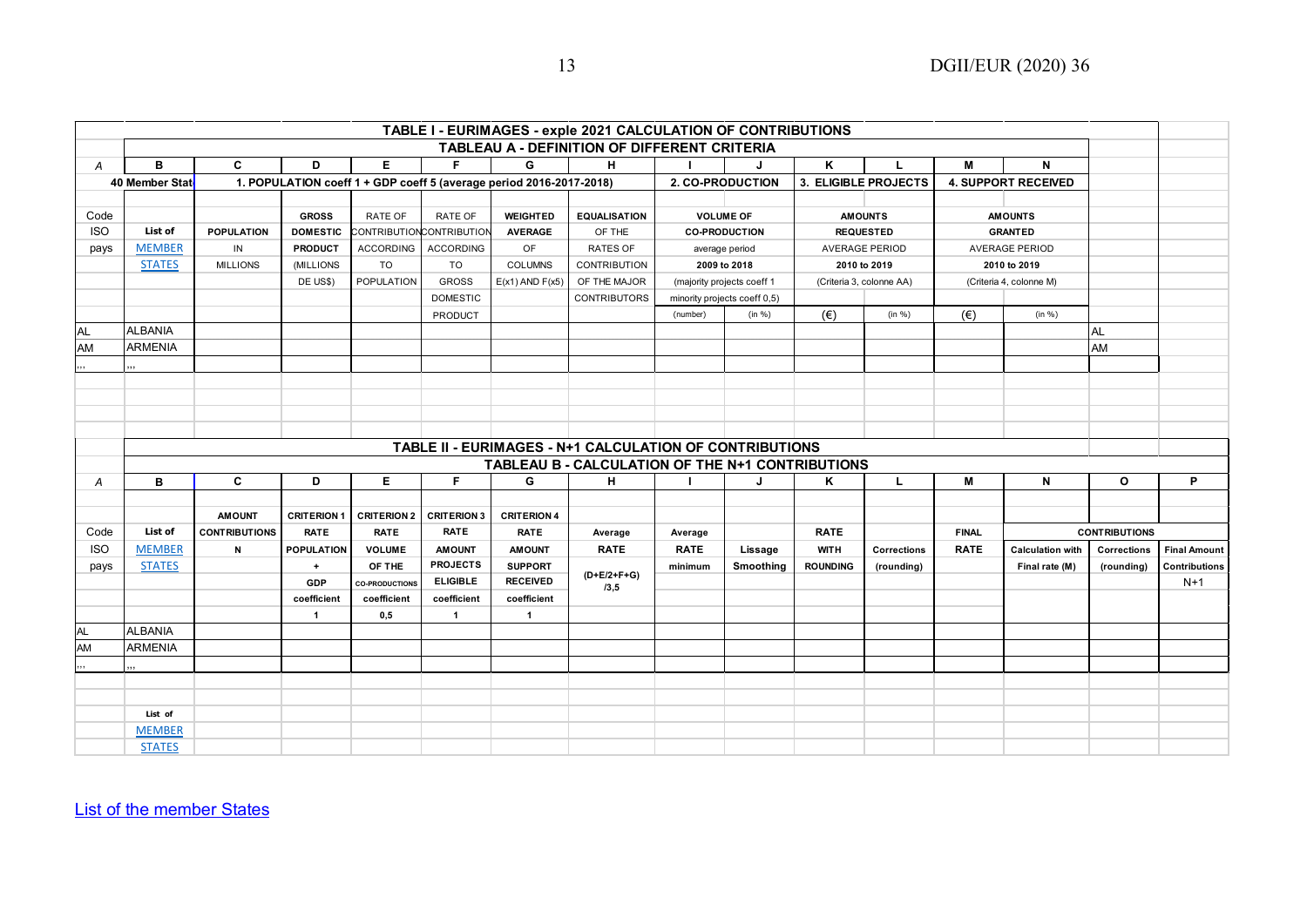**TABLE I - EURIMAGES - exple 2021 CALCULATION OF CONTRIBUTIONS**

**TABLEAU A - DEFINITION OF DIFFERENT CRITERIA**

| A | B | C | D | E | F | G | H | I | J | K | L | M | N | |
|---|---|---|---|---|---|---|---|---|---|---|---|---|---|---|
| | 40 Member Stat | 1. POPULATION coeff 1 + GDP coeff 5 (average period 2016-2017-2018) | | | | | | 2. CO-PRODUCTION | | 3. ELIGIBLE PROJECTS | | 4. SUPPORT RECEIVED | | |
| Code ISO pays | List of MEMBER STATES | POPULATION IN MILLIONS | GROSS DOMESTIC PRODUCT (MILLIONS DE US$) | RATE OF CONTRIBUTION ACCORDING TO POPULATION | RATE OF CONTRIBUTION ACCORDING TO GROSS DOMESTIC PRODUCT | WEIGHTED AVERAGE OF COLUMNS E(x1) AND F(x5) | EQUALISATION OF THE RATES OF CONTRIBUTION OF THE MAJOR CONTRIBUTORS | VOLUME OF CO-PRODUCTION average period 2009 to 2018 (majority projects coeff 1 minority projects coeff 0,5) | | AMOUNTS REQUESTED AVERAGE PERIOD 2010 to 2019 (Criteria 3, colonne AA) | | AMOUNTS GRANTED AVERAGE PERIOD 2010 to 2019 (Criteria 4, colonne M) | | |
| | | | | | | | | (number) | (in %) | (€) | (in %) | (€) | (in %) | |
| AL | ALBANIA | | | | | | | | | | | | | AL |
| AM | ARMENIA | | | | | | | | | | | | | AM |
| ,,, | ,,, | | | | | | | | | | | | | |

**TABLE II - EURIMAGES - N+1 CALCULATION OF CONTRIBUTIONS**

**TABLEAU B - CALCULATION OF THE N+1 CONTRIBUTIONS**

| A | B | C | D | E | F | G | H | I | J | K | L | M | N | O | P |
|---|---|---|---|---|---|---|---|---|---|---|---|---|---|---|---|
| Code ISO pays | List of MEMBER STATES | AMOUNT CONTRIBUTIONS N | CRITERION 1 RATE POPULATION + GDP coefficient 1 | CRITERION 2 RATE VOLUME OF THE CO-PRODUCTIONS coefficient 0,5 | CRITERION 3 RATE AMOUNT PROJECTS ELIGIBLE coefficient 1 | CRITERION 4 RATE AMOUNT SUPPORT RECEIVED coefficient 1 | Average RATE (D+E/2+F+G) /3,5 | Average RATE minimum | Lissage Smoothing | RATE WITH ROUNDING | Corrections (rounding) | FINAL RATE | CONTRIBUTIONS Calculation with Final rate (M) | Corrections (rounding) | Final Amount Contributions N+1 |
| AL | ALBANIA | | | | | | | | | | | | | | |
| AM | ARMENIA | | | | | | | | | | | | | | |
| ,,, | ,,, | | | | | | | | | | | | | | |
| | List of MEMBER STATES | | | | | | | | | | | | | | |

List of the member States